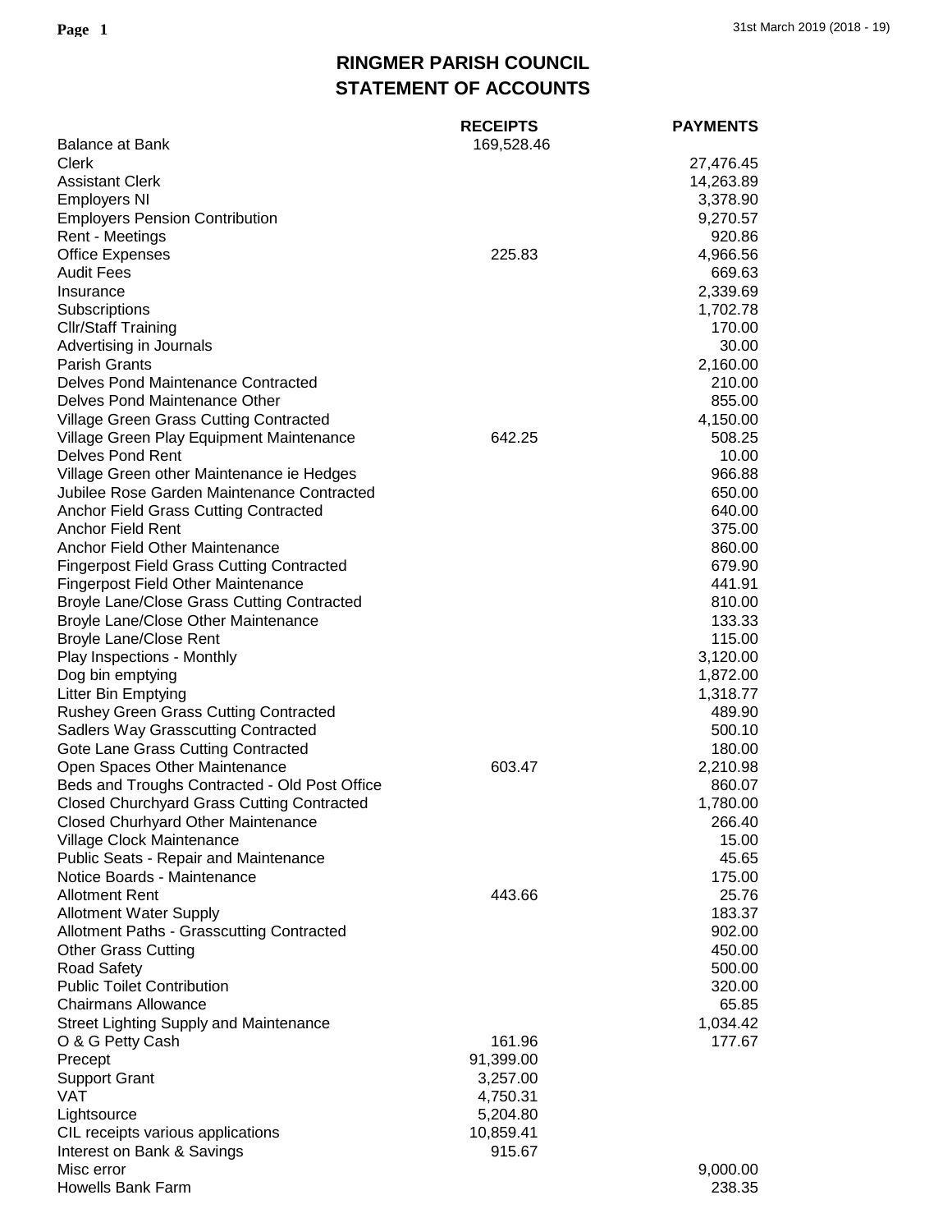# RINGMER PARISH COUNCIL
## STATEMENT OF ACCOUNTS

| | RECEIPTS | PAYMENTS |
|---|---|---|
| Balance at Bank | 169,528.46 | |
| Clerk | | 27,476.45 |
| Assistant Clerk | | 14,263.89 |
| Employers NI | | 3,378.90 |
| Employers Pension Contribution | | 9,270.57 |
| Rent - Meetings | | 920.86 |
| Office Expenses | 225.83 | 4,966.56 |
| Audit Fees | | 669.63 |
| Insurance | | 2,339.69 |
| Subscriptions | | 1,702.78 |
| Cllr/Staff Training | | 170.00 |
| Advertising in Journals | | 30.00 |
| Parish Grants | | 2,160.00 |
| Delves Pond Maintenance Contracted | | 210.00 |
| Delves Pond Maintenance Other | | 855.00 |
| Village Green Grass Cutting Contracted | | 4,150.00 |
| Village Green Play Equipment Maintenance | 642.25 | 508.25 |
| Delves Pond Rent | | 10.00 |
| Village Green other Maintenance ie Hedges | | 966.88 |
| Jubilee Rose Garden Maintenance Contracted | | 650.00 |
| Anchor Field Grass Cutting Contracted | | 640.00 |
| Anchor Field Rent | | 375.00 |
| Anchor Field Other Maintenance | | 860.00 |
| Fingerpost Field Grass Cutting Contracted | | 679.90 |
| Fingerpost Field Other Maintenance | | 441.91 |
| Broyle Lane/Close Grass Cutting Contracted | | 810.00 |
| Broyle Lane/Close Other Maintenance | | 133.33 |
| Broyle Lane/Close Rent | | 115.00 |
| Play Inspections - Monthly | | 3,120.00 |
| Dog bin emptying | | 1,872.00 |
| Litter Bin Emptying | | 1,318.77 |
| Rushey Green Grass Cutting Contracted | | 489.90 |
| Sadlers Way Grasscutting Contracted | | 500.10 |
| Gote Lane Grass Cutting Contracted | | 180.00 |
| Open Spaces Other Maintenance | 603.47 | 2,210.98 |
| Beds and Troughs Contracted - Old Post Office | | 860.07 |
| Closed Churchyard Grass Cutting Contracted | | 1,780.00 |
| Closed Churhyard Other Maintenance | | 266.40 |
| Village Clock Maintenance | | 15.00 |
| Public Seats - Repair and Maintenance | | 45.65 |
| Notice Boards - Maintenance | | 175.00 |
| Allotment Rent | 443.66 | 25.76 |
| Allotment Water Supply | | 183.37 |
| Allotment Paths - Grasscutting Contracted | | 902.00 |
| Other Grass Cutting | | 450.00 |
| Road Safety | | 500.00 |
| Public Toilet Contribution | | 320.00 |
| Chairmans Allowance | | 65.85 |
| Street Lighting Supply and Maintenance | | 1,034.42 |
| O & G Petty Cash | 161.96 | 177.67 |
| Precept | 91,399.00 | |
| Support Grant | 3,257.00 | |
| VAT | 4,750.31 | |
| Lightsource | 5,204.80 | |
| CIL receipts various applications | 10,859.41 | |
| Interest on Bank & Savings | 915.67 | |
| Misc error | | 9,000.00 |
| Howells Bank Farm | | 238.35 |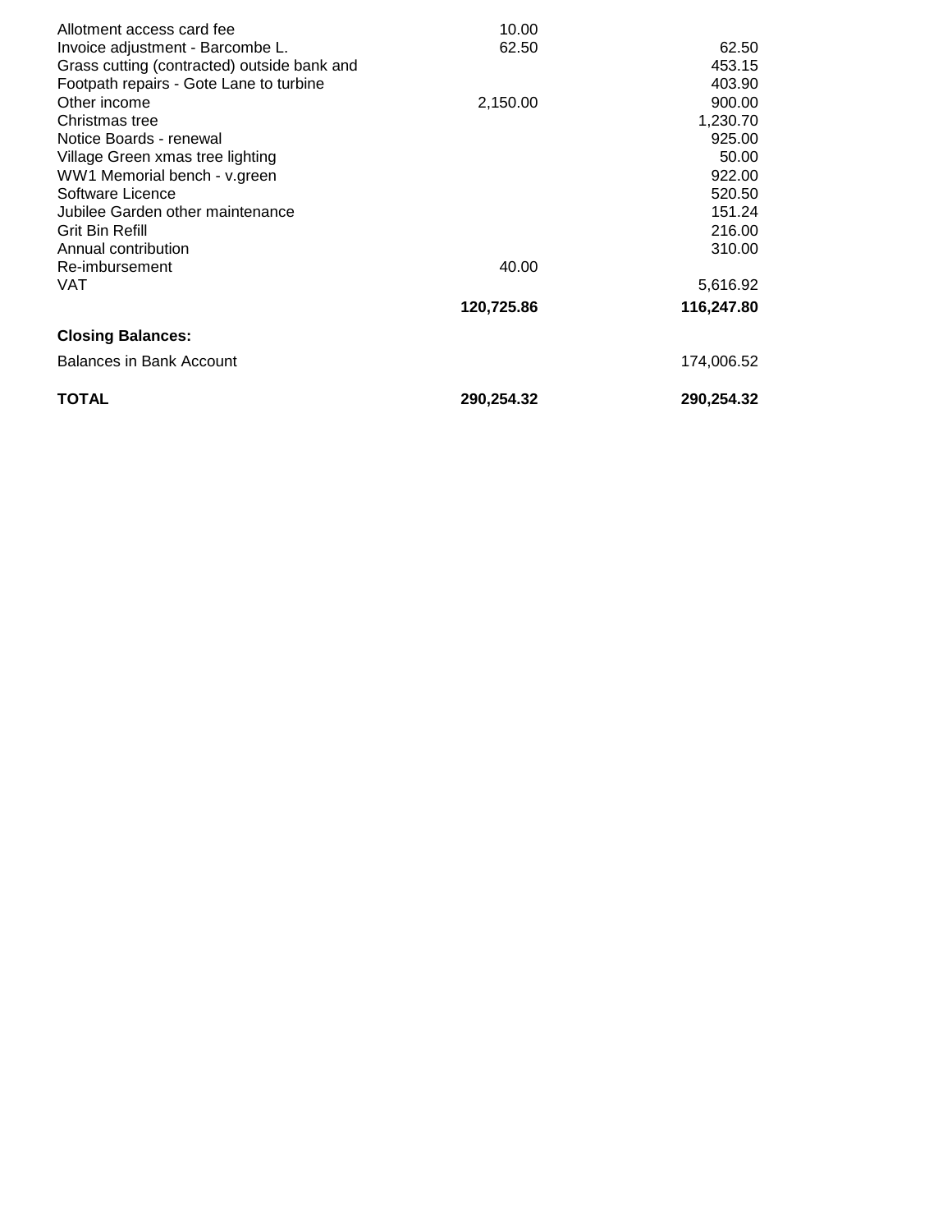| | | |
|---|---|---|
| Allotment access card fee | 10.00 | |
| Invoice adjustment - Barcombe L. | 62.50 | 62.50 |
| Grass cutting (contracted) outside bank and | | 453.15 |
| Footpath repairs - Gote Lane to turbine | | 403.90 |
| Other income | 2,150.00 | 900.00 |
| Christmas tree | | 1,230.70 |
| Notice Boards - renewal | | 925.00 |
| Village Green xmas tree lighting | | 50.00 |
| WW1 Memorial bench - v.green | | 922.00 |
| Software Licence | | 520.50 |
| Jubilee Garden other maintenance | | 151.24 |
| Grit Bin Refill | | 216.00 |
| Annual contribution | | 310.00 |
| Re-imbursement | 40.00 | |
| VAT | | 5,616.92 |
| | **120,725.86** | **116,247.80** |
| **Closing Balances:** | | |
| Balances in Bank Account | | 174,006.52 |
| **TOTAL** | **290,254.32** | **290,254.32** |